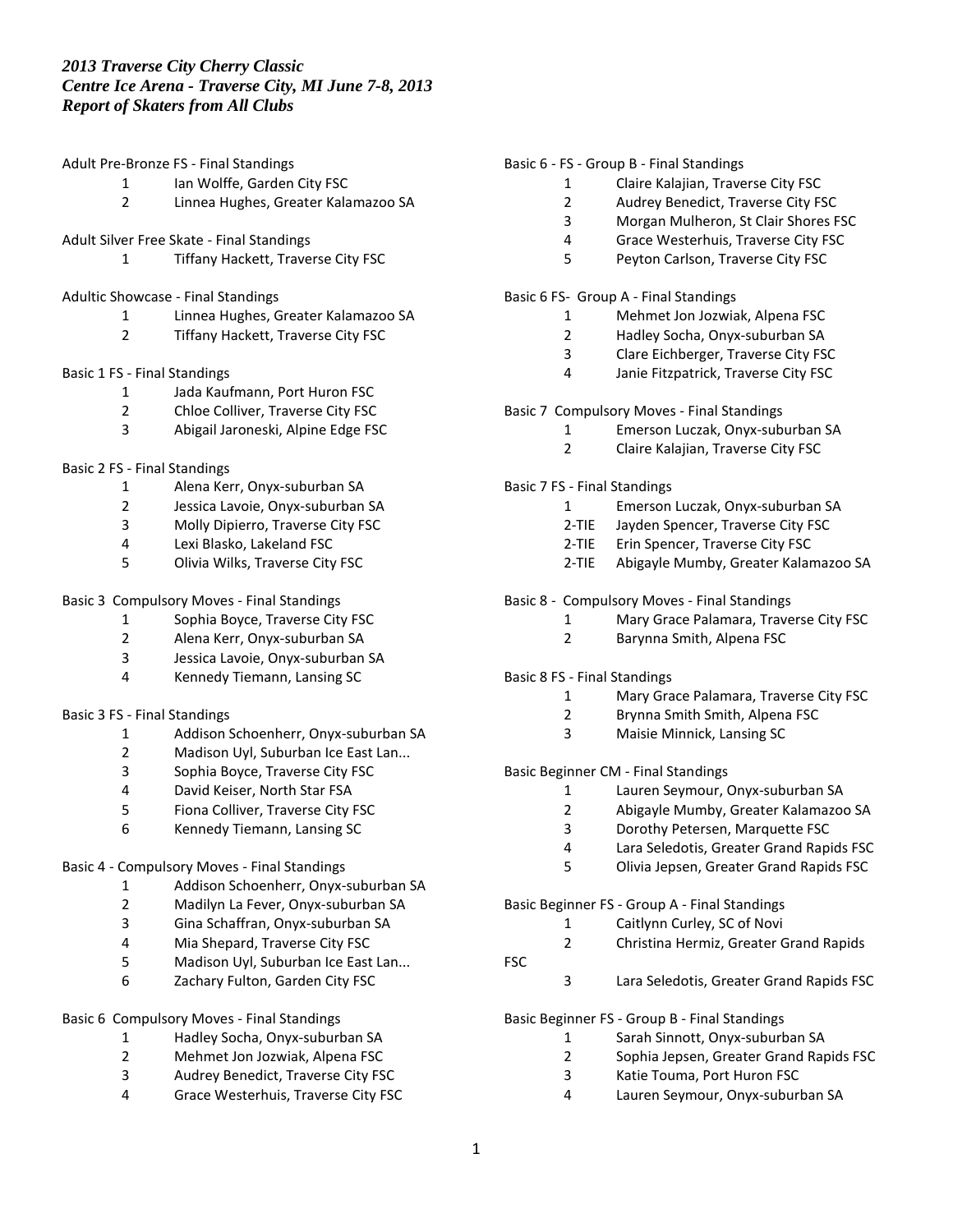*2013 Traverse City Cherry Classic*
*Centre Ice Arena - Traverse City, MI June 7-8, 2013*
*Report of Skaters from All Clubs*

Adult Pre-Bronze FS - Final Standings

1 Ian Wolffe, Garden City FSC
2 Linnea Hughes, Greater Kalamazoo SA

Adult Silver Free Skate - Final Standings

1 Tiffany Hackett, Traverse City FSC

Adultic Showcase - Final Standings

1 Linnea Hughes, Greater Kalamazoo SA
2 Tiffany Hackett, Traverse City FSC

Basic 1 FS - Final Standings

1 Jada Kaufmann, Port Huron FSC
2 Chloe Colliver, Traverse City FSC
3 Abigail Jaroneski, Alpine Edge FSC

Basic 2 FS - Final Standings

1 Alena Kerr, Onyx-suburban SA
2 Jessica Lavoie, Onyx-suburban SA
3 Molly Dipierro, Traverse City FSC
4 Lexi Blasko, Lakeland FSC
5 Olivia Wilks, Traverse City FSC

Basic 3 Compulsory Moves - Final Standings

1 Sophia Boyce, Traverse City FSC
2 Alena Kerr, Onyx-suburban SA
3 Jessica Lavoie, Onyx-suburban SA
4 Kennedy Tiemann, Lansing SC

Basic 3 FS - Final Standings

1 Addison Schoenherr, Onyx-suburban SA
2 Madison Uyl, Suburban Ice East Lan...
3 Sophia Boyce, Traverse City FSC
4 David Keiser, North Star FSA
5 Fiona Colliver, Traverse City FSC
6 Kennedy Tiemann, Lansing SC

Basic 4 - Compulsory Moves - Final Standings

1 Addison Schoenherr, Onyx-suburban SA
2 Madilyn La Fever, Onyx-suburban SA
3 Gina Schaffran, Onyx-suburban SA
4 Mia Shepard, Traverse City FSC
5 Madison Uyl, Suburban Ice East Lan...
6 Zachary Fulton, Garden City FSC

Basic 6 Compulsory Moves - Final Standings

1 Hadley Socha, Onyx-suburban SA
2 Mehmet Jon Jozwiak, Alpena FSC
3 Audrey Benedict, Traverse City FSC
4 Grace Westerhuis, Traverse City FSC

Basic 6 - FS - Group B - Final Standings

1 Claire Kalajian, Traverse City FSC
2 Audrey Benedict, Traverse City FSC
3 Morgan Mulheron, St Clair Shores FSC
4 Grace Westerhuis, Traverse City FSC
5 Peyton Carlson, Traverse City FSC

Basic 6 FS- Group A - Final Standings

1 Mehmet Jon Jozwiak, Alpena FSC
2 Hadley Socha, Onyx-suburban SA
3 Clare Eichberger, Traverse City FSC
4 Janie Fitzpatrick, Traverse City FSC

Basic 7 Compulsory Moves - Final Standings

1 Emerson Luczak, Onyx-suburban SA
2 Claire Kalajian, Traverse City FSC

Basic 7 FS - Final Standings

1 Emerson Luczak, Onyx-suburban SA
2-TIE Jayden Spencer, Traverse City FSC
2-TIE Erin Spencer, Traverse City FSC
2-TIE Abigayle Mumby, Greater Kalamazoo SA

Basic 8 - Compulsory Moves - Final Standings

1 Mary Grace Palamara, Traverse City FSC
2 Barynna Smith, Alpena FSC

Basic 8 FS - Final Standings

1 Mary Grace Palamara, Traverse City FSC
2 Brynna Smith Smith, Alpena FSC
3 Maisie Minnick, Lansing SC

Basic Beginner CM - Final Standings

1 Lauren Seymour, Onyx-suburban SA
2 Abigayle Mumby, Greater Kalamazoo SA
3 Dorothy Petersen, Marquette FSC
4 Lara Seledotis, Greater Grand Rapids FSC
5 Olivia Jepsen, Greater Grand Rapids FSC

Basic Beginner FS - Group A - Final Standings

1 Caitlynn Curley, SC of Novi
2 Christina Hermiz, Greater Grand Rapids FSC
3 Lara Seledotis, Greater Grand Rapids FSC

Basic Beginner FS - Group B - Final Standings

1 Sarah Sinnott, Onyx-suburban SA
2 Sophia Jepsen, Greater Grand Rapids FSC
3 Katie Touma, Port Huron FSC
4 Lauren Seymour, Onyx-suburban SA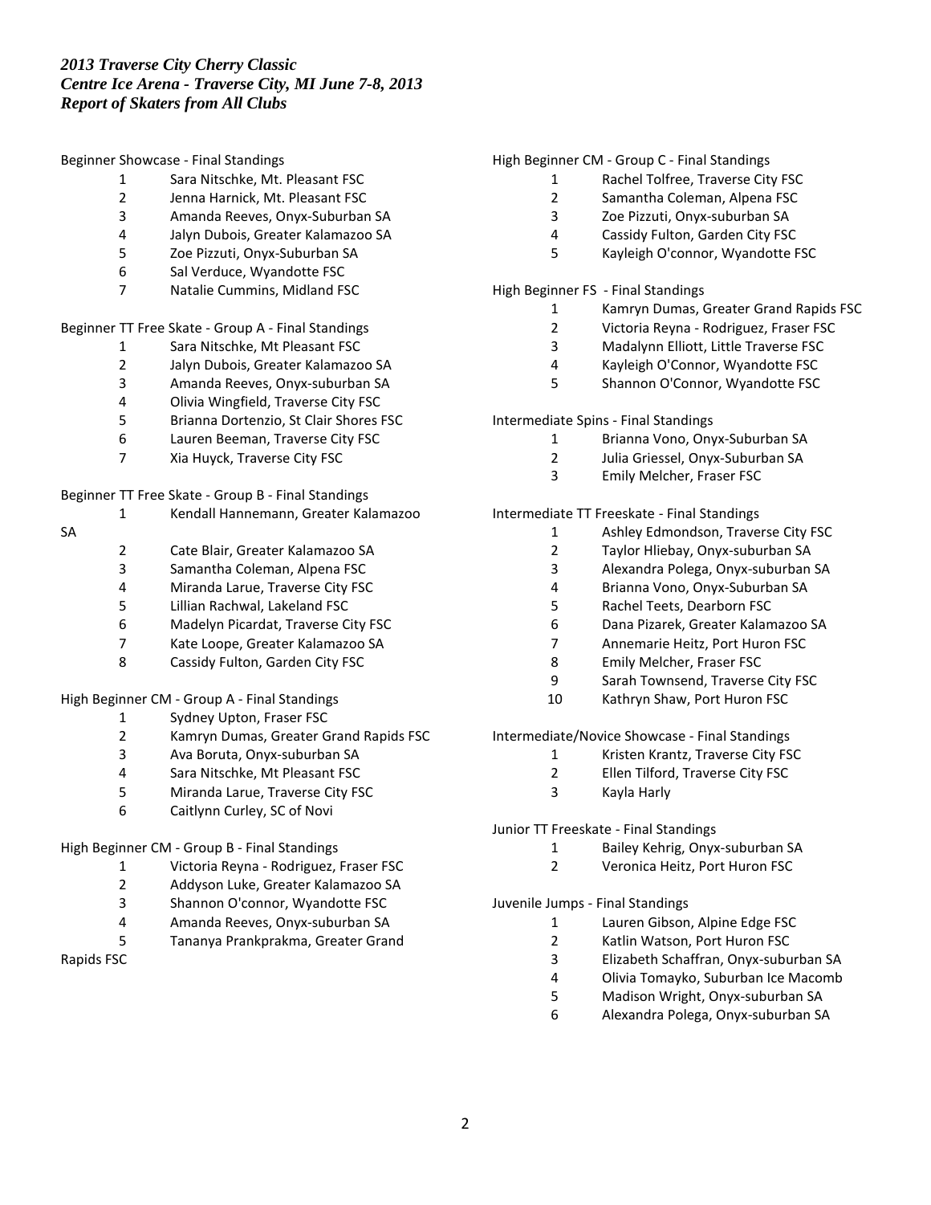*2013 Traverse City Cherry Classic*
*Centre Ice Arena - Traverse City, MI June 7-8, 2013*
*Report of Skaters from All Clubs*

Beginner Showcase - Final Standings

1. Sara Nitschke, Mt. Pleasant FSC
2. Jenna Harnick, Mt. Pleasant FSC
3. Amanda Reeves, Onyx-Suburban SA
4. Jalyn Dubois, Greater Kalamazoo SA
5. Zoe Pizzuti, Onyx-Suburban SA
6. Sal Verduce, Wyandotte FSC
7. Natalie Cummins, Midland FSC

Beginner TT Free Skate - Group A - Final Standings

1. Sara Nitschke, Mt Pleasant FSC
2. Jalyn Dubois, Greater Kalamazoo SA
3. Amanda Reeves, Onyx-suburban SA
4. Olivia Wingfield, Traverse City FSC
5. Brianna Dortenzio, St Clair Shores FSC
6. Lauren Beeman, Traverse City FSC
7. Xia Huyck, Traverse City FSC

Beginner TT Free Skate - Group B - Final Standings

1. Kendall Hannemann, Greater Kalamazoo SA
2. Cate Blair, Greater Kalamazoo SA
3. Samantha Coleman, Alpena FSC
4. Miranda Larue, Traverse City FSC
5. Lillian Rachwal, Lakeland FSC
6. Madelyn Picardat, Traverse City FSC
7. Kate Loope, Greater Kalamazoo SA
8. Cassidy Fulton, Garden City FSC

High Beginner CM - Group A - Final Standings

1. Sydney Upton, Fraser FSC
2. Kamryn Dumas, Greater Grand Rapids FSC
3. Ava Boruta, Onyx-suburban SA
4. Sara Nitschke, Mt Pleasant FSC
5. Miranda Larue, Traverse City FSC
6. Caitlynn Curley, SC of Novi

High Beginner CM - Group B - Final Standings

1. Victoria Reyna - Rodriguez, Fraser FSC
2. Addyson Luke, Greater Kalamazoo SA
3. Shannon O'connor, Wyandotte FSC
4. Amanda Reeves, Onyx-suburban SA
5. Tananya Prankprakma, Greater Grand Rapids FSC

High Beginner CM - Group C - Final Standings

1. Rachel Tolfree, Traverse City FSC
2. Samantha Coleman, Alpena FSC
3. Zoe Pizzuti, Onyx-suburban SA
4. Cassidy Fulton, Garden City FSC
5. Kayleigh O'connor, Wyandotte FSC

High Beginner FS - Final Standings

1. Kamryn Dumas, Greater Grand Rapids FSC
2. Victoria Reyna - Rodriguez, Fraser FSC
3. Madalynn Elliott, Little Traverse FSC
4. Kayleigh O'Connor, Wyandotte FSC
5. Shannon O'Connor, Wyandotte FSC

Intermediate Spins - Final Standings

1. Brianna Vono, Onyx-Suburban SA
2. Julia Griessel, Onyx-Suburban SA
3. Emily Melcher, Fraser FSC

Intermediate TT Freeskate - Final Standings

1. Ashley Edmondson, Traverse City FSC
2. Taylor Hliebay, Onyx-suburban SA
3. Alexandra Polega, Onyx-suburban SA
4. Brianna Vono, Onyx-Suburban SA
5. Rachel Teets, Dearborn FSC
6. Dana Pizarek, Greater Kalamazoo SA
7. Annemarie Heitz, Port Huron FSC
8. Emily Melcher, Fraser FSC
9. Sarah Townsend, Traverse City FSC
10. Kathryn Shaw, Port Huron FSC

Intermediate/Novice Showcase - Final Standings

1. Kristen Krantz, Traverse City FSC
2. Ellen Tilford, Traverse City FSC
3. Kayla Harly

Junior TT Freeskate - Final Standings

1. Bailey Kehrig, Onyx-suburban SA
2. Veronica Heitz, Port Huron FSC

Juvenile Jumps - Final Standings

1. Lauren Gibson, Alpine Edge FSC
2. Katlin Watson, Port Huron FSC
3. Elizabeth Schaffran, Onyx-suburban SA
4. Olivia Tomayko, Suburban Ice Macomb
5. Madison Wright, Onyx-suburban SA
6. Alexandra Polega, Onyx-suburban SA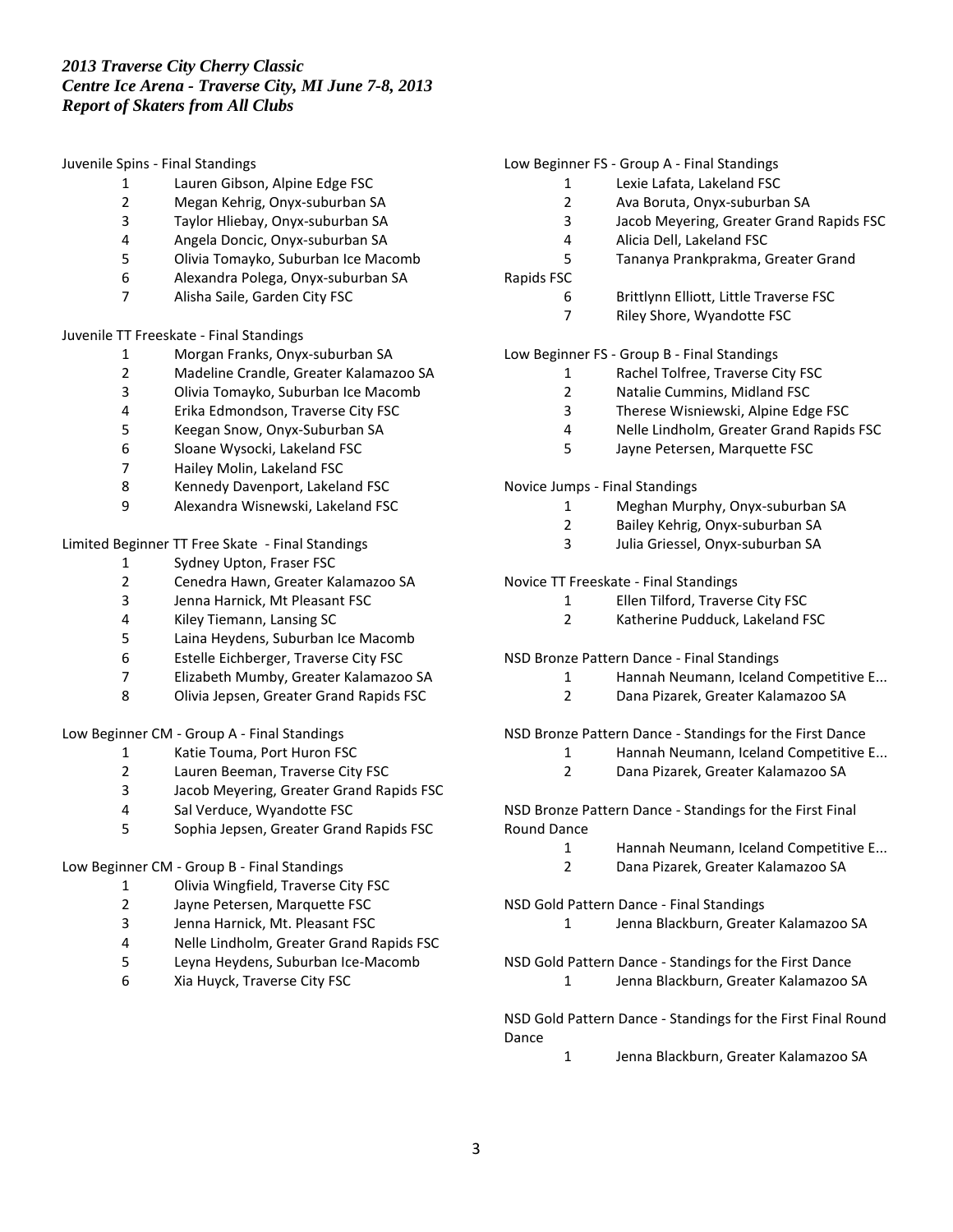*2013 Traverse City Cherry Classic*
*Centre Ice Arena - Traverse City, MI June 7-8, 2013*
*Report of Skaters from All Clubs*

Juvenile Spins - Final Standings

1. Lauren Gibson, Alpine Edge FSC
2. Megan Kehrig, Onyx-suburban SA
3. Taylor Hliebay, Onyx-suburban SA
4. Angela Doncic, Onyx-suburban SA
5. Olivia Tomayko, Suburban Ice Macomb
6. Alexandra Polega, Onyx-suburban SA
7. Alisha Saile, Garden City FSC

Juvenile TT Freeskate - Final Standings

1. Morgan Franks, Onyx-suburban SA
2. Madeline Crandle, Greater Kalamazoo SA
3. Olivia Tomayko, Suburban Ice Macomb
4. Erika Edmondson, Traverse City FSC
5. Keegan Snow, Onyx-Suburban SA
6. Sloane Wysocki, Lakeland FSC
7. Hailey Molin, Lakeland FSC
8. Kennedy Davenport, Lakeland FSC
9. Alexandra Wisnewski, Lakeland FSC

Limited Beginner TT Free Skate - Final Standings

1. Sydney Upton, Fraser FSC
2. Cenedra Hawn, Greater Kalamazoo SA
3. Jenna Harnick, Mt Pleasant FSC
4. Kiley Tiemann, Lansing SC
5. Laina Heydens, Suburban Ice Macomb
6. Estelle Eichberger, Traverse City FSC
7. Elizabeth Mumby, Greater Kalamazoo SA
8. Olivia Jepsen, Greater Grand Rapids FSC

Low Beginner CM - Group A - Final Standings

1. Katie Touma, Port Huron FSC
2. Lauren Beeman, Traverse City FSC
3. Jacob Meyering, Greater Grand Rapids FSC
4. Sal Verduce, Wyandotte FSC
5. Sophia Jepsen, Greater Grand Rapids FSC

Low Beginner CM - Group B - Final Standings

1. Olivia Wingfield, Traverse City FSC
2. Jayne Petersen, Marquette FSC
3. Jenna Harnick, Mt. Pleasant FSC
4. Nelle Lindholm, Greater Grand Rapids FSC
5. Leyna Heydens, Suburban Ice-Macomb
6. Xia Huyck, Traverse City FSC

Low Beginner FS - Group A - Final Standings

1. Lexie Lafata, Lakeland FSC
2. Ava Boruta, Onyx-suburban SA
3. Jacob Meyering, Greater Grand Rapids FSC
4. Alicia Dell, Lakeland FSC
5. Tananya Prankprakma, Greater Grand Rapids FSC
6. Brittlynn Elliott, Little Traverse FSC
7. Riley Shore, Wyandotte FSC

Low Beginner FS - Group B - Final Standings

1. Rachel Tolfree, Traverse City FSC
2. Natalie Cummins, Midland FSC
3. Therese Wisniewski, Alpine Edge FSC
4. Nelle Lindholm, Greater Grand Rapids FSC
5. Jayne Petersen, Marquette FSC

Novice Jumps - Final Standings

1. Meghan Murphy, Onyx-suburban SA
2. Bailey Kehrig, Onyx-suburban SA
3. Julia Griessel, Onyx-suburban SA

Novice TT Freeskate - Final Standings

1. Ellen Tilford, Traverse City FSC
2. Katherine Pudduck, Lakeland FSC

NSD Bronze Pattern Dance - Final Standings

1. Hannah Neumann, Iceland Competitive E...
2. Dana Pizarek, Greater Kalamazoo SA

NSD Bronze Pattern Dance - Standings for the First Dance

1. Hannah Neumann, Iceland Competitive E...
2. Dana Pizarek, Greater Kalamazoo SA

NSD Bronze Pattern Dance - Standings for the First Final Round Dance

1. Hannah Neumann, Iceland Competitive E...
2. Dana Pizarek, Greater Kalamazoo SA

NSD Gold Pattern Dance - Final Standings

1. Jenna Blackburn, Greater Kalamazoo SA

NSD Gold Pattern Dance - Standings for the First Dance

1. Jenna Blackburn, Greater Kalamazoo SA

NSD Gold Pattern Dance - Standings for the First Final Round Dance

1. Jenna Blackburn, Greater Kalamazoo SA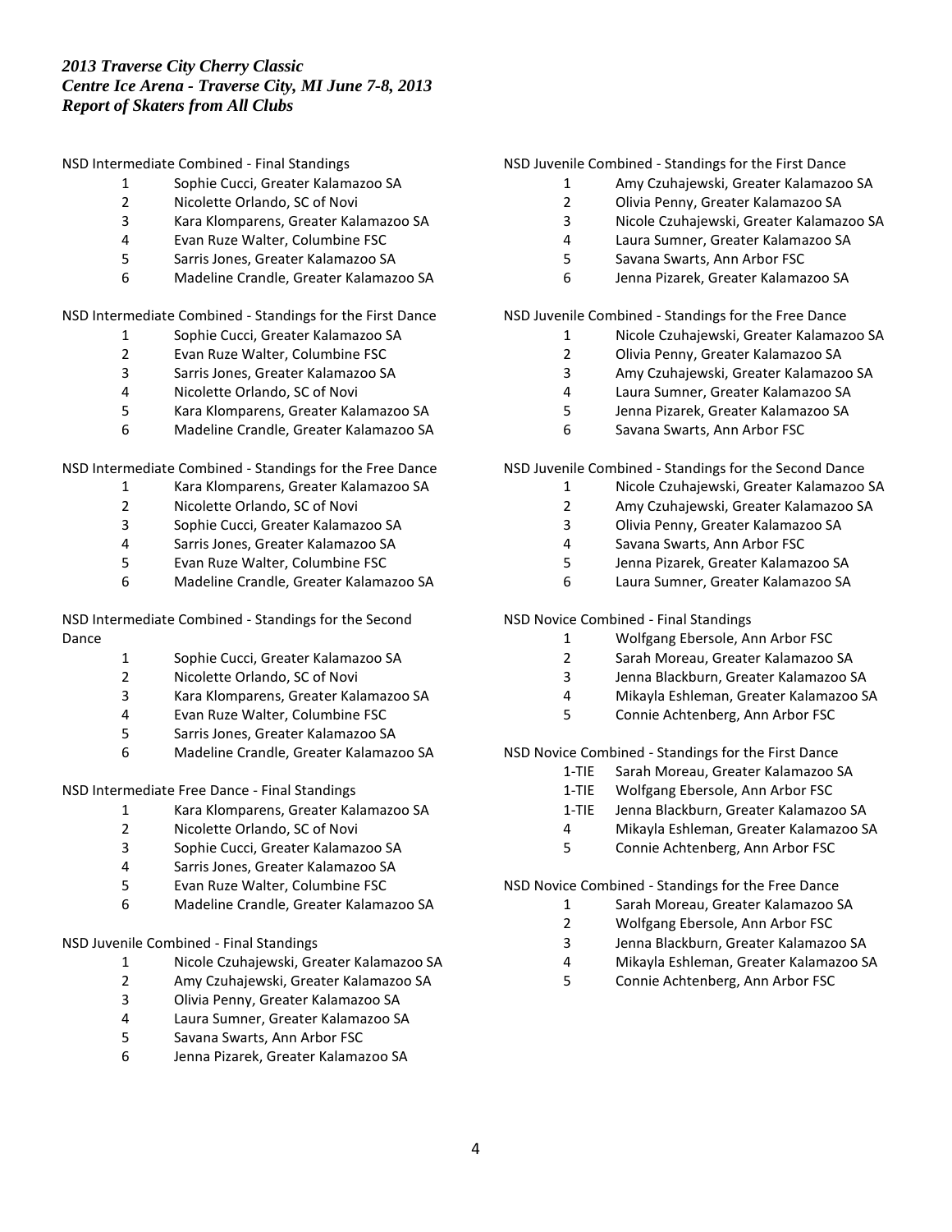*2013 Traverse City Cherry Classic*
*Centre Ice Arena - Traverse City, MI June 7-8, 2013*
*Report of Skaters from All Clubs*

NSD Intermediate Combined - Final Standings

1 Sophie Cucci, Greater Kalamazoo SA
2 Nicolette Orlando, SC of Novi
3 Kara Klomparens, Greater Kalamazoo SA
4 Evan Ruze Walter, Columbine FSC
5 Sarris Jones, Greater Kalamazoo SA
6 Madeline Crandle, Greater Kalamazoo SA

NSD Intermediate Combined - Standings for the First Dance

1 Sophie Cucci, Greater Kalamazoo SA
2 Evan Ruze Walter, Columbine FSC
3 Sarris Jones, Greater Kalamazoo SA
4 Nicolette Orlando, SC of Novi
5 Kara Klomparens, Greater Kalamazoo SA
6 Madeline Crandle, Greater Kalamazoo SA

NSD Intermediate Combined - Standings for the Free Dance

1 Kara Klomparens, Greater Kalamazoo SA
2 Nicolette Orlando, SC of Novi
3 Sophie Cucci, Greater Kalamazoo SA
4 Sarris Jones, Greater Kalamazoo SA
5 Evan Ruze Walter, Columbine FSC
6 Madeline Crandle, Greater Kalamazoo SA

NSD Intermediate Combined - Standings for the Second Dance

1 Sophie Cucci, Greater Kalamazoo SA
2 Nicolette Orlando, SC of Novi
3 Kara Klomparens, Greater Kalamazoo SA
4 Evan Ruze Walter, Columbine FSC
5 Sarris Jones, Greater Kalamazoo SA
6 Madeline Crandle, Greater Kalamazoo SA

NSD Intermediate Free Dance - Final Standings

1 Kara Klomparens, Greater Kalamazoo SA
2 Nicolette Orlando, SC of Novi
3 Sophie Cucci, Greater Kalamazoo SA
4 Sarris Jones, Greater Kalamazoo SA
5 Evan Ruze Walter, Columbine FSC
6 Madeline Crandle, Greater Kalamazoo SA

NSD Juvenile Combined - Final Standings

1 Nicole Czuhajewski, Greater Kalamazoo SA
2 Amy Czuhajewski, Greater Kalamazoo SA
3 Olivia Penny, Greater Kalamazoo SA
4 Laura Sumner, Greater Kalamazoo SA
5 Savana Swarts, Ann Arbor FSC
6 Jenna Pizarek, Greater Kalamazoo SA

NSD Juvenile Combined - Standings for the First Dance

1 Amy Czuhajewski, Greater Kalamazoo SA
2 Olivia Penny, Greater Kalamazoo SA
3 Nicole Czuhajewski, Greater Kalamazoo SA
4 Laura Sumner, Greater Kalamazoo SA
5 Savana Swarts, Ann Arbor FSC
6 Jenna Pizarek, Greater Kalamazoo SA

NSD Juvenile Combined - Standings for the Free Dance

1 Nicole Czuhajewski, Greater Kalamazoo SA
2 Olivia Penny, Greater Kalamazoo SA
3 Amy Czuhajewski, Greater Kalamazoo SA
4 Laura Sumner, Greater Kalamazoo SA
5 Jenna Pizarek, Greater Kalamazoo SA
6 Savana Swarts, Ann Arbor FSC

NSD Juvenile Combined - Standings for the Second Dance

1 Nicole Czuhajewski, Greater Kalamazoo SA
2 Amy Czuhajewski, Greater Kalamazoo SA
3 Olivia Penny, Greater Kalamazoo SA
4 Savana Swarts, Ann Arbor FSC
5 Jenna Pizarek, Greater Kalamazoo SA
6 Laura Sumner, Greater Kalamazoo SA

NSD Novice Combined - Final Standings

1 Wolfgang Ebersole, Ann Arbor FSC
2 Sarah Moreau, Greater Kalamazoo SA
3 Jenna Blackburn, Greater Kalamazoo SA
4 Mikayla Eshleman, Greater Kalamazoo SA
5 Connie Achtenberg, Ann Arbor FSC

NSD Novice Combined - Standings for the First Dance

1-TIE Sarah Moreau, Greater Kalamazoo SA
1-TIE Wolfgang Ebersole, Ann Arbor FSC
1-TIE Jenna Blackburn, Greater Kalamazoo SA
4 Mikayla Eshleman, Greater Kalamazoo SA
5 Connie Achtenberg, Ann Arbor FSC

NSD Novice Combined - Standings for the Free Dance

1 Sarah Moreau, Greater Kalamazoo SA
2 Wolfgang Ebersole, Ann Arbor FSC
3 Jenna Blackburn, Greater Kalamazoo SA
4 Mikayla Eshleman, Greater Kalamazoo SA
5 Connie Achtenberg, Ann Arbor FSC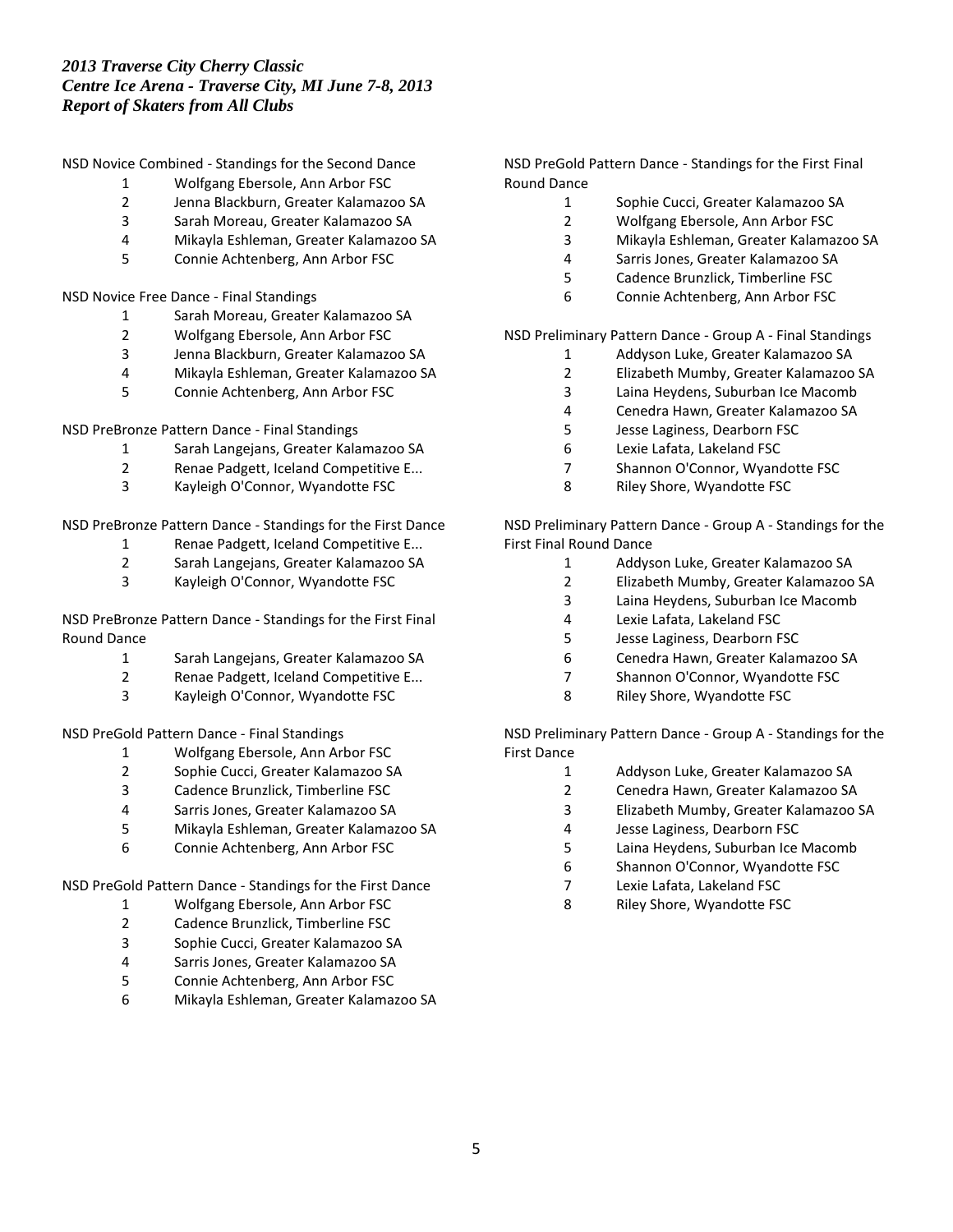*2013 Traverse City Cherry Classic*
*Centre Ice Arena - Traverse City, MI June 7-8, 2013*
*Report of Skaters from All Clubs*

NSD Novice Combined - Standings for the Second Dance

1 Wolfgang Ebersole, Ann Arbor FSC
2 Jenna Blackburn, Greater Kalamazoo SA
3 Sarah Moreau, Greater Kalamazoo SA
4 Mikayla Eshleman, Greater Kalamazoo SA
5 Connie Achtenberg, Ann Arbor FSC

NSD Novice Free Dance - Final Standings

1 Sarah Moreau, Greater Kalamazoo SA
2 Wolfgang Ebersole, Ann Arbor FSC
3 Jenna Blackburn, Greater Kalamazoo SA
4 Mikayla Eshleman, Greater Kalamazoo SA
5 Connie Achtenberg, Ann Arbor FSC

NSD PreBronze Pattern Dance - Final Standings

1 Sarah Langejans, Greater Kalamazoo SA
2 Renae Padgett, Iceland Competitive E...
3 Kayleigh O'Connor, Wyandotte FSC

NSD PreBronze Pattern Dance - Standings for the First Dance

1 Renae Padgett, Iceland Competitive E...
2 Sarah Langejans, Greater Kalamazoo SA
3 Kayleigh O'Connor, Wyandotte FSC

NSD PreBronze Pattern Dance - Standings for the First Final Round Dance

1 Sarah Langejans, Greater Kalamazoo SA
2 Renae Padgett, Iceland Competitive E...
3 Kayleigh O'Connor, Wyandotte FSC

NSD PreGold Pattern Dance - Final Standings

1 Wolfgang Ebersole, Ann Arbor FSC
2 Sophie Cucci, Greater Kalamazoo SA
3 Cadence Brunzlick, Timberline FSC
4 Sarris Jones, Greater Kalamazoo SA
5 Mikayla Eshleman, Greater Kalamazoo SA
6 Connie Achtenberg, Ann Arbor FSC

NSD PreGold Pattern Dance - Standings for the First Dance

1 Wolfgang Ebersole, Ann Arbor FSC
2 Cadence Brunzlick, Timberline FSC
3 Sophie Cucci, Greater Kalamazoo SA
4 Sarris Jones, Greater Kalamazoo SA
5 Connie Achtenberg, Ann Arbor FSC
6 Mikayla Eshleman, Greater Kalamazoo SA

NSD PreGold Pattern Dance - Standings for the First Final Round Dance

1 Sophie Cucci, Greater Kalamazoo SA
2 Wolfgang Ebersole, Ann Arbor FSC
3 Mikayla Eshleman, Greater Kalamazoo SA
4 Sarris Jones, Greater Kalamazoo SA
5 Cadence Brunzlick, Timberline FSC
6 Connie Achtenberg, Ann Arbor FSC

NSD Preliminary Pattern Dance - Group A - Final Standings

1 Addyson Luke, Greater Kalamazoo SA
2 Elizabeth Mumby, Greater Kalamazoo SA
3 Laina Heydens, Suburban Ice Macomb
4 Cenedra Hawn, Greater Kalamazoo SA
5 Jesse Laginess, Dearborn FSC
6 Lexie Lafata, Lakeland FSC
7 Shannon O'Connor, Wyandotte FSC
8 Riley Shore, Wyandotte FSC

NSD Preliminary Pattern Dance - Group A - Standings for the First Final Round Dance

1 Addyson Luke, Greater Kalamazoo SA
2 Elizabeth Mumby, Greater Kalamazoo SA
3 Laina Heydens, Suburban Ice Macomb
4 Lexie Lafata, Lakeland FSC
5 Jesse Laginess, Dearborn FSC
6 Cenedra Hawn, Greater Kalamazoo SA
7 Shannon O'Connor, Wyandotte FSC
8 Riley Shore, Wyandotte FSC

NSD Preliminary Pattern Dance - Group A - Standings for the First Dance

1 Addyson Luke, Greater Kalamazoo SA
2 Cenedra Hawn, Greater Kalamazoo SA
3 Elizabeth Mumby, Greater Kalamazoo SA
4 Jesse Laginess, Dearborn FSC
5 Laina Heydens, Suburban Ice Macomb
6 Shannon O'Connor, Wyandotte FSC
7 Lexie Lafata, Lakeland FSC
8 Riley Shore, Wyandotte FSC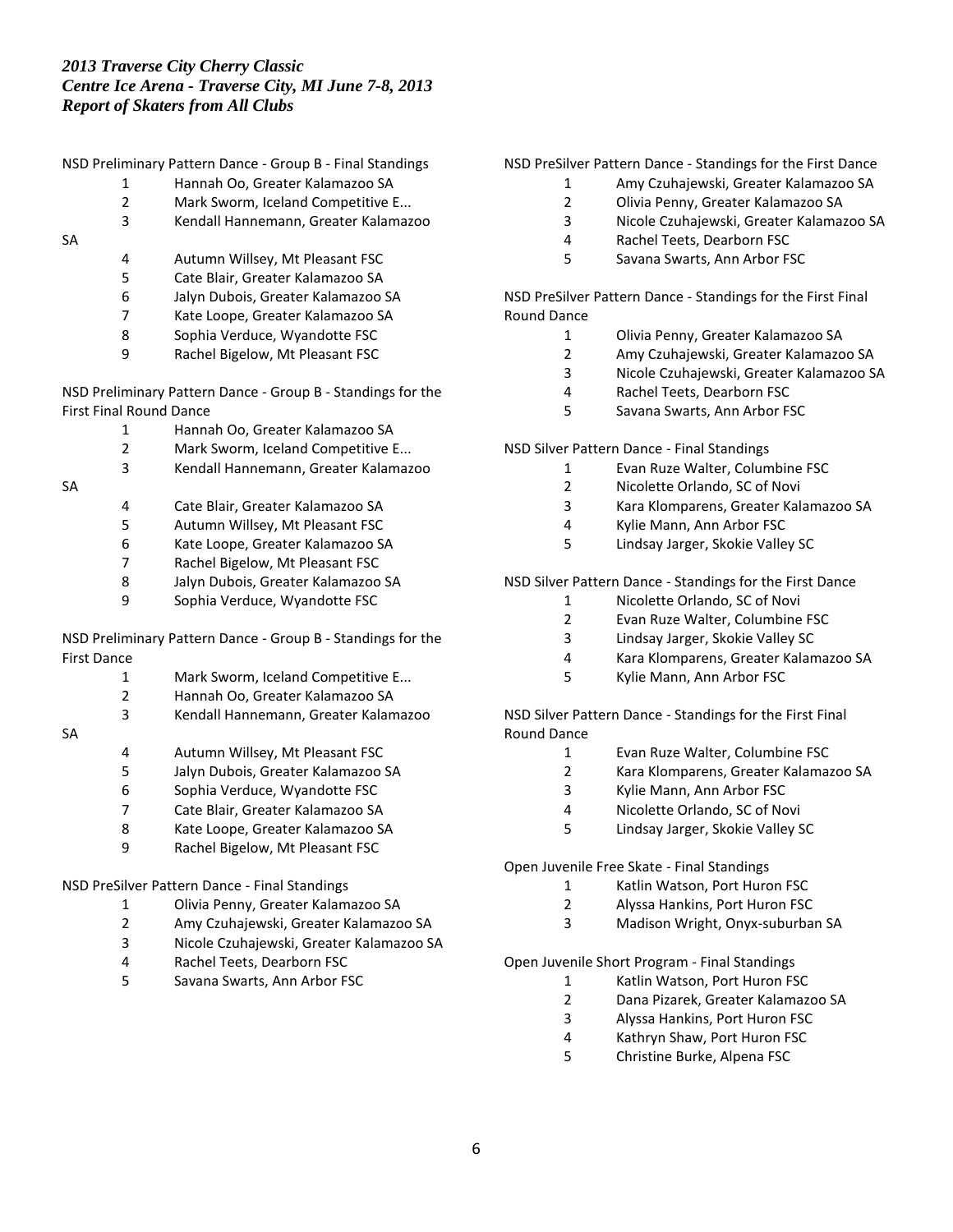*2013 Traverse City Cherry Classic*
*Centre Ice Arena - Traverse City, MI June 7-8, 2013*
*Report of Skaters from All Clubs*

NSD Preliminary Pattern Dance - Group B - Final Standings

1. Hannah Oo, Greater Kalamazoo SA
2. Mark Sworm, Iceland Competitive E...
3. Kendall Hannemann, Greater Kalamazoo SA
4. Autumn Willsey, Mt Pleasant FSC
5. Cate Blair, Greater Kalamazoo SA
6. Jalyn Dubois, Greater Kalamazoo SA
7. Kate Loope, Greater Kalamazoo SA
8. Sophia Verduce, Wyandotte FSC
9. Rachel Bigelow, Mt Pleasant FSC

NSD Preliminary Pattern Dance - Group B - Standings for the First Final Round Dance

1. Hannah Oo, Greater Kalamazoo SA
2. Mark Sworm, Iceland Competitive E...
3. Kendall Hannemann, Greater Kalamazoo SA
4. Cate Blair, Greater Kalamazoo SA
5. Autumn Willsey, Mt Pleasant FSC
6. Kate Loope, Greater Kalamazoo SA
7. Rachel Bigelow, Mt Pleasant FSC
8. Jalyn Dubois, Greater Kalamazoo SA
9. Sophia Verduce, Wyandotte FSC

NSD Preliminary Pattern Dance - Group B - Standings for the First Dance

1. Mark Sworm, Iceland Competitive E...
2. Hannah Oo, Greater Kalamazoo SA
3. Kendall Hannemann, Greater Kalamazoo SA
4. Autumn Willsey, Mt Pleasant FSC
5. Jalyn Dubois, Greater Kalamazoo SA
6. Sophia Verduce, Wyandotte FSC
7. Cate Blair, Greater Kalamazoo SA
8. Kate Loope, Greater Kalamazoo SA
9. Rachel Bigelow, Mt Pleasant FSC

NSD PreSilver Pattern Dance - Final Standings

1. Olivia Penny, Greater Kalamazoo SA
2. Amy Czuhajewski, Greater Kalamazoo SA
3. Nicole Czuhajewski, Greater Kalamazoo SA
4. Rachel Teets, Dearborn FSC
5. Savana Swarts, Ann Arbor FSC

NSD PreSilver Pattern Dance - Standings for the First Dance

1. Amy Czuhajewski, Greater Kalamazoo SA
2. Olivia Penny, Greater Kalamazoo SA
3. Nicole Czuhajewski, Greater Kalamazoo SA
4. Rachel Teets, Dearborn FSC
5. Savana Swarts, Ann Arbor FSC

NSD PreSilver Pattern Dance - Standings for the First Final Round Dance

1. Olivia Penny, Greater Kalamazoo SA
2. Amy Czuhajewski, Greater Kalamazoo SA
3. Nicole Czuhajewski, Greater Kalamazoo SA
4. Rachel Teets, Dearborn FSC
5. Savana Swarts, Ann Arbor FSC

NSD Silver Pattern Dance - Final Standings

1. Evan Ruze Walter, Columbine FSC
2. Nicolette Orlando, SC of Novi
3. Kara Klomparens, Greater Kalamazoo SA
4. Kylie Mann, Ann Arbor FSC
5. Lindsay Jarger, Skokie Valley SC

NSD Silver Pattern Dance - Standings for the First Dance

1. Nicolette Orlando, SC of Novi
2. Evan Ruze Walter, Columbine FSC
3. Lindsay Jarger, Skokie Valley SC
4. Kara Klomparens, Greater Kalamazoo SA
5. Kylie Mann, Ann Arbor FSC

NSD Silver Pattern Dance - Standings for the First Final Round Dance

1. Evan Ruze Walter, Columbine FSC
2. Kara Klomparens, Greater Kalamazoo SA
3. Kylie Mann, Ann Arbor FSC
4. Nicolette Orlando, SC of Novi
5. Lindsay Jarger, Skokie Valley SC

Open Juvenile Free Skate - Final Standings

1. Katlin Watson, Port Huron FSC
2. Alyssa Hankins, Port Huron FSC
3. Madison Wright, Onyx-suburban SA

Open Juvenile Short Program - Final Standings

1. Katlin Watson, Port Huron FSC
2. Dana Pizarek, Greater Kalamazoo SA
3. Alyssa Hankins, Port Huron FSC
4. Kathryn Shaw, Port Huron FSC
5. Christine Burke, Alpena FSC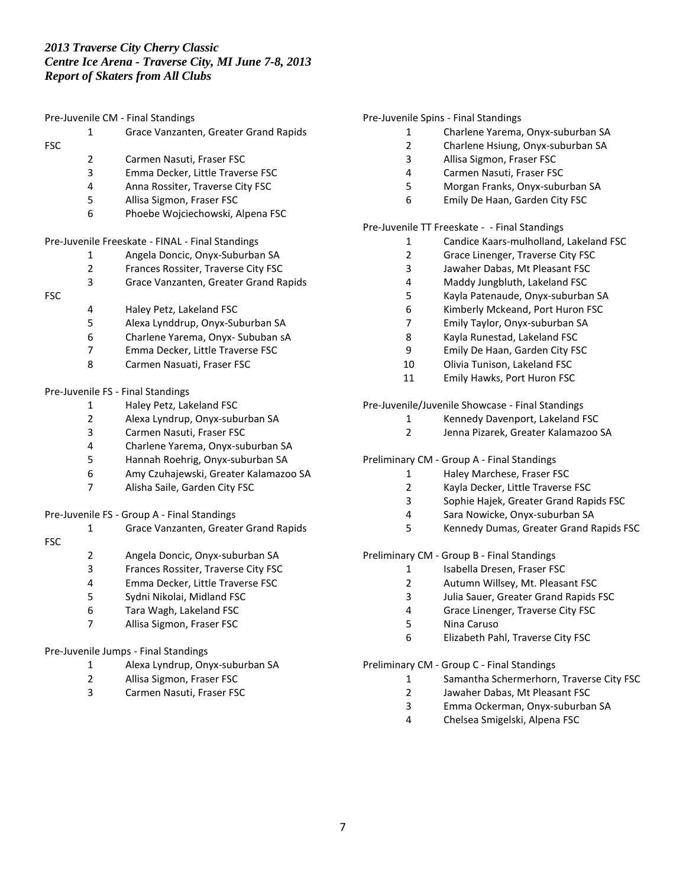*2013 Traverse City Cherry Classic*
*Centre Ice Arena - Traverse City, MI June 7-8, 2013*
*Report of Skaters from All Clubs*

Pre-Juvenile CM - Final Standings

1. Grace Vanzanten, Greater Grand Rapids FSC
2. Carmen Nasuti, Fraser FSC
3. Emma Decker, Little Traverse FSC
4. Anna Rossiter, Traverse City FSC
5. Allisa Sigmon, Fraser FSC
6. Phoebe Wojciechowski, Alpena FSC

Pre-Juvenile Freeskate - FINAL - Final Standings

1. Angela Doncic, Onyx-Suburban SA
2. Frances Rossiter, Traverse City FSC
3. Grace Vanzanten, Greater Grand Rapids FSC
4. Haley Petz, Lakeland FSC
5. Alexa Lynddrup, Onyx-Suburban SA
6. Charlene Yarema, Onyx- Sububan sA
7. Emma Decker, Little Traverse FSC
8. Carmen Nasuati, Fraser FSC

Pre-Juvenile FS - Final Standings

1. Haley Petz, Lakeland FSC
2. Alexa Lyndrup, Onyx-suburban SA
3. Carmen Nasuti, Fraser FSC
4. Charlene Yarema, Onyx-suburban SA
5. Hannah Roehrig, Onyx-suburban SA
6. Amy Czuhajewski, Greater Kalamazoo SA
7. Alisha Saile, Garden City FSC

Pre-Juvenile FS - Group A - Final Standings

1. Grace Vanzanten, Greater Grand Rapids FSC
2. Angela Doncic, Onyx-suburban SA
3. Frances Rossiter, Traverse City FSC
4. Emma Decker, Little Traverse FSC
5. Sydni Nikolai, Midland FSC
6. Tara Wagh, Lakeland FSC
7. Allisa Sigmon, Fraser FSC

Pre-Juvenile Jumps - Final Standings

1. Alexa Lyndrup, Onyx-suburban SA
2. Allisa Sigmon, Fraser FSC
3. Carmen Nasuti, Fraser FSC

Pre-Juvenile Spins - Final Standings

1. Charlene Yarema, Onyx-suburban SA
2. Charlene Hsiung, Onyx-suburban SA
3. Allisa Sigmon, Fraser FSC
4. Carmen Nasuti, Fraser FSC
5. Morgan Franks, Onyx-suburban SA
6. Emily De Haan, Garden City FSC

Pre-Juvenile TT Freeskate - - Final Standings

1. Candice Kaars-mulholland, Lakeland FSC
2. Grace Linenger, Traverse City FSC
3. Jawaher Dabas, Mt Pleasant FSC
4. Maddy Jungbluth, Lakeland FSC
5. Kayla Patenaude, Onyx-suburban SA
6. Kimberly Mckeand, Port Huron FSC
7. Emily Taylor, Onyx-suburban SA
8. Kayla Runestad, Lakeland FSC
9. Emily De Haan, Garden City FSC
10. Olivia Tunison, Lakeland FSC
11. Emily Hawks, Port Huron FSC

Pre-Juvenile/Juvenile Showcase - Final Standings

1. Kennedy Davenport, Lakeland FSC
2. Jenna Pizarek, Greater Kalamazoo SA

Preliminary CM - Group A - Final Standings

1. Haley Marchese, Fraser FSC
2. Kayla Decker, Little Traverse FSC
3. Sophie Hajek, Greater Grand Rapids FSC
4. Sara Nowicke, Onyx-suburban SA
5. Kennedy Dumas, Greater Grand Rapids FSC

Preliminary CM - Group B - Final Standings

1. Isabella Dresen, Fraser FSC
2. Autumn Willsey, Mt. Pleasant FSC
3. Julia Sauer, Greater Grand Rapids FSC
4. Grace Linenger, Traverse City FSC
5. Nina Caruso
6. Elizabeth Pahl, Traverse City FSC

Preliminary CM - Group C - Final Standings

1. Samantha Schermerhorn, Traverse City FSC
2. Jawaher Dabas, Mt Pleasant FSC
3. Emma Ockerman, Onyx-suburban SA
4. Chelsea Smigelski, Alpena FSC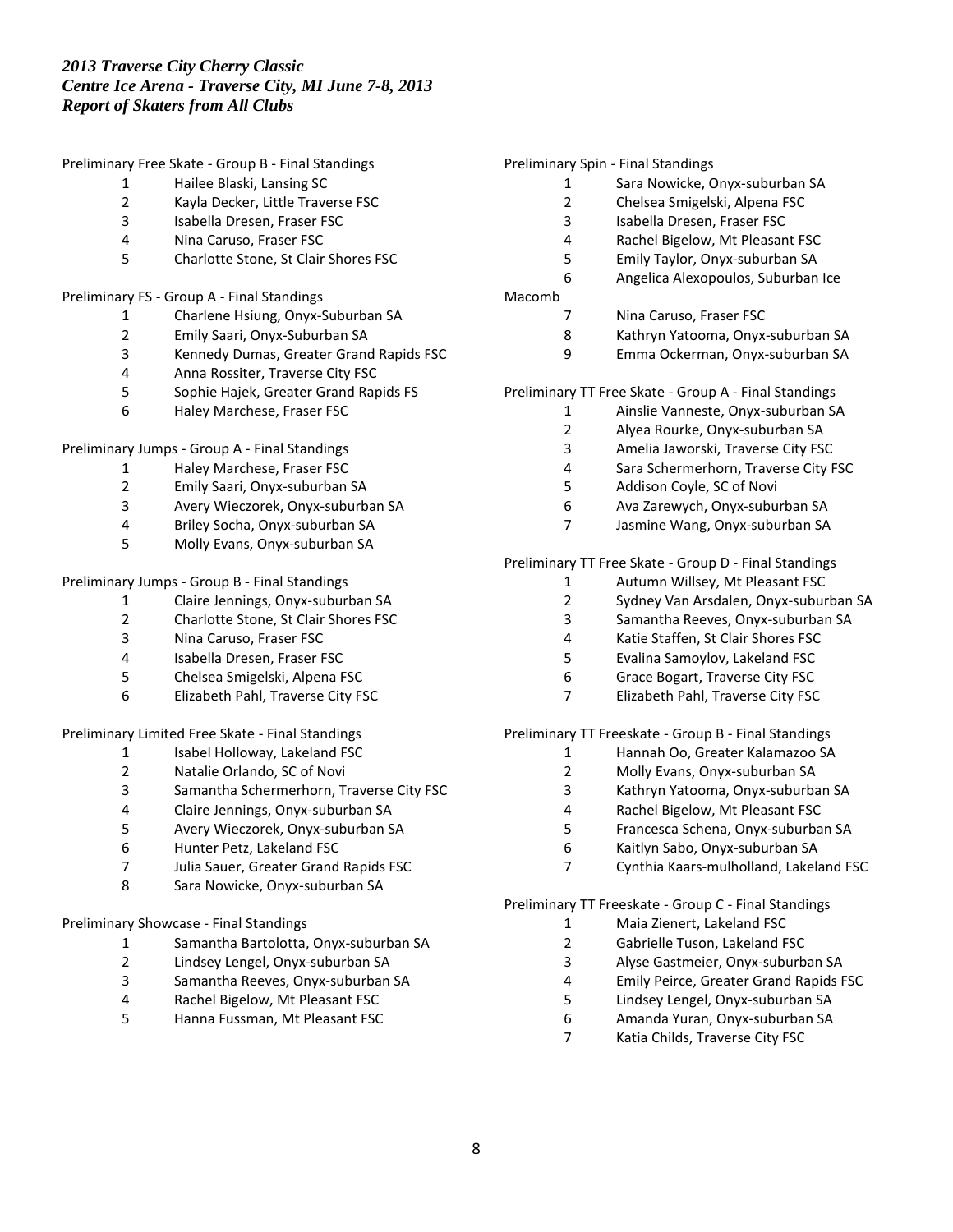*2013 Traverse City Cherry Classic*
*Centre Ice Arena - Traverse City, MI June 7-8, 2013*
*Report of Skaters from All Clubs*

Preliminary Free Skate - Group B - Final Standings

1. Hailee Blaski, Lansing SC
2. Kayla Decker, Little Traverse FSC
3. Isabella Dresen, Fraser FSC
4. Nina Caruso, Fraser FSC
5. Charlotte Stone, St Clair Shores FSC

Preliminary FS - Group A - Final Standings

1. Charlene Hsiung, Onyx-Suburban SA
2. Emily Saari, Onyx-Suburban SA
3. Kennedy Dumas, Greater Grand Rapids FSC
4. Anna Rossiter, Traverse City FSC
5. Sophie Hajek, Greater Grand Rapids FS
6. Haley Marchese, Fraser FSC

Preliminary Jumps - Group A - Final Standings

1. Haley Marchese, Fraser FSC
2. Emily Saari, Onyx-suburban SA
3. Avery Wieczorek, Onyx-suburban SA
4. Briley Socha, Onyx-suburban SA
5. Molly Evans, Onyx-suburban SA

Preliminary Jumps - Group B - Final Standings

1. Claire Jennings, Onyx-suburban SA
2. Charlotte Stone, St Clair Shores FSC
3. Nina Caruso, Fraser FSC
4. Isabella Dresen, Fraser FSC
5. Chelsea Smigelski, Alpena FSC
6. Elizabeth Pahl, Traverse City FSC

Preliminary Limited Free Skate - Final Standings

1. Isabel Holloway, Lakeland FSC
2. Natalie Orlando, SC of Novi
3. Samantha Schermerhorn, Traverse City FSC
4. Claire Jennings, Onyx-suburban SA
5. Avery Wieczorek, Onyx-suburban SA
6. Hunter Petz, Lakeland FSC
7. Julia Sauer, Greater Grand Rapids FSC
8. Sara Nowicke, Onyx-suburban SA

Preliminary Showcase - Final Standings

1. Samantha Bartolotta, Onyx-suburban SA
2. Lindsey Lengel, Onyx-suburban SA
3. Samantha Reeves, Onyx-suburban SA
4. Rachel Bigelow, Mt Pleasant FSC
5. Hanna Fussman, Mt Pleasant FSC

Preliminary Spin - Final Standings

1. Sara Nowicke, Onyx-suburban SA
2. Chelsea Smigelski, Alpena FSC
3. Isabella Dresen, Fraser FSC
4. Rachel Bigelow, Mt Pleasant FSC
5. Emily Taylor, Onyx-suburban SA
6. Angelica Alexopoulos, Suburban Ice Macomb
7. Nina Caruso, Fraser FSC
8. Kathryn Yatooma, Onyx-suburban SA
9. Emma Ockerman, Onyx-suburban SA

Preliminary TT Free Skate - Group A - Final Standings

1. Ainslie Vanneste, Onyx-suburban SA
2. Alyea Rourke, Onyx-suburban SA
3. Amelia Jaworski, Traverse City FSC
4. Sara Schermerhorn, Traverse City FSC
5. Addison Coyle, SC of Novi
6. Ava Zarewych, Onyx-suburban SA
7. Jasmine Wang, Onyx-suburban SA

Preliminary TT Free Skate - Group D - Final Standings

1. Autumn Willsey, Mt Pleasant FSC
2. Sydney Van Arsdalen, Onyx-suburban SA
3. Samantha Reeves, Onyx-suburban SA
4. Katie Staffen, St Clair Shores FSC
5. Evalina Samoylov, Lakeland FSC
6. Grace Bogart, Traverse City FSC
7. Elizabeth Pahl, Traverse City FSC

Preliminary TT Freeskate - Group B - Final Standings

1. Hannah Oo, Greater Kalamazoo SA
2. Molly Evans, Onyx-suburban SA
3. Kathryn Yatooma, Onyx-suburban SA
4. Rachel Bigelow, Mt Pleasant FSC
5. Francesca Schena, Onyx-suburban SA
6. Kaitlyn Sabo, Onyx-suburban SA
7. Cynthia Kaars-mulholland, Lakeland FSC

Preliminary TT Freeskate - Group C - Final Standings

1. Maia Zienert, Lakeland FSC
2. Gabrielle Tuson, Lakeland FSC
3. Alyse Gastmeier, Onyx-suburban SA
4. Emily Peirce, Greater Grand Rapids FSC
5. Lindsey Lengel, Onyx-suburban SA
6. Amanda Yuran, Onyx-suburban SA
7. Katia Childs, Traverse City FSC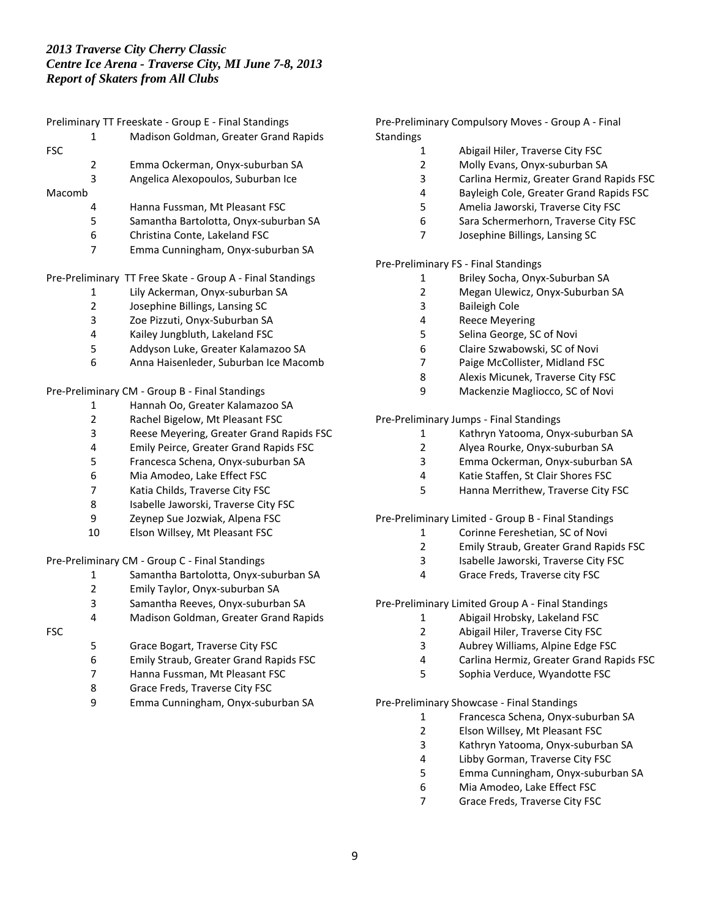*2013 Traverse City Cherry Classic*
*Centre Ice Arena - Traverse City, MI June 7-8, 2013*
*Report of Skaters from All Clubs*

Preliminary TT Freeskate - Group E - Final Standings

1. Madison Goldman, Greater Grand Rapids FSC
2. Emma Ockerman, Onyx-suburban SA
3. Angelica Alexopoulos, Suburban Ice Macomb
4. Hanna Fussman, Mt Pleasant FSC
5. Samantha Bartolotta, Onyx-suburban SA
6. Christina Conte, Lakeland FSC
7. Emma Cunningham, Onyx-suburban SA

Pre-Preliminary TT Free Skate - Group A - Final Standings

1. Lily Ackerman, Onyx-suburban SA
2. Josephine Billings, Lansing SC
3. Zoe Pizzuti, Onyx-Suburban SA
4. Kailey Jungbluth, Lakeland FSC
5. Addyson Luke, Greater Kalamazoo SA
6. Anna Haisenleder, Suburban Ice Macomb

Pre-Preliminary CM - Group B - Final Standings

1. Hannah Oo, Greater Kalamazoo SA
2. Rachel Bigelow, Mt Pleasant FSC
3. Reese Meyering, Greater Grand Rapids FSC
4. Emily Peirce, Greater Grand Rapids FSC
5. Francesca Schena, Onyx-suburban SA
6. Mia Amodeo, Lake Effect FSC
7. Katia Childs, Traverse City FSC
8. Isabelle Jaworski, Traverse City FSC
9. Zeynep Sue Jozwiak, Alpena FSC
10. Elson Willsey, Mt Pleasant FSC

Pre-Preliminary CM - Group C - Final Standings

1. Samantha Bartolotta, Onyx-suburban SA
2. Emily Taylor, Onyx-suburban SA
3. Samantha Reeves, Onyx-suburban SA
4. Madison Goldman, Greater Grand Rapids FSC
5. Grace Bogart, Traverse City FSC
6. Emily Straub, Greater Grand Rapids FSC
7. Hanna Fussman, Mt Pleasant FSC
8. Grace Freds, Traverse City FSC
9. Emma Cunningham, Onyx-suburban SA

Pre-Preliminary Compulsory Moves - Group A - Final Standings

1. Abigail Hiler, Traverse City FSC
2. Molly Evans, Onyx-suburban SA
3. Carlina Hermiz, Greater Grand Rapids FSC
4. Bayleigh Cole, Greater Grand Rapids FSC
5. Amelia Jaworski, Traverse City FSC
6. Sara Schermerhorn, Traverse City FSC
7. Josephine Billings, Lansing SC

Pre-Preliminary FS - Final Standings

1. Briley Socha, Onyx-Suburban SA
2. Megan Ulewicz, Onyx-Suburban SA
3. Baileigh Cole
4. Reece Meyering
5. Selina George, SC of Novi
6. Claire Szwabowski, SC of Novi
7. Paige McCollister, Midland FSC
8. Alexis Micunek, Traverse City FSC
9. Mackenzie Magliocco, SC of Novi

Pre-Preliminary Jumps - Final Standings

1. Kathryn Yatooma, Onyx-suburban SA
2. Alyea Rourke, Onyx-suburban SA
3. Emma Ockerman, Onyx-suburban SA
4. Katie Staffen, St Clair Shores FSC
5. Hanna Merrithew, Traverse City FSC

Pre-Preliminary Limited - Group B - Final Standings

1. Corinne Fereshetian, SC of Novi
2. Emily Straub, Greater Grand Rapids FSC
3. Isabelle Jaworski, Traverse City FSC
4. Grace Freds, Traverse city FSC

Pre-Preliminary Limited Group A - Final Standings

1. Abigail Hrobsky, Lakeland FSC
2. Abigail Hiler, Traverse City FSC
3. Aubrey Williams, Alpine Edge FSC
4. Carlina Hermiz, Greater Grand Rapids FSC
5. Sophia Verduce, Wyandotte FSC

Pre-Preliminary Showcase - Final Standings

1. Francesca Schena, Onyx-suburban SA
2. Elson Willsey, Mt Pleasant FSC
3. Kathryn Yatooma, Onyx-suburban SA
4. Libby Gorman, Traverse City FSC
5. Emma Cunningham, Onyx-suburban SA
6. Mia Amodeo, Lake Effect FSC
7. Grace Freds, Traverse City FSC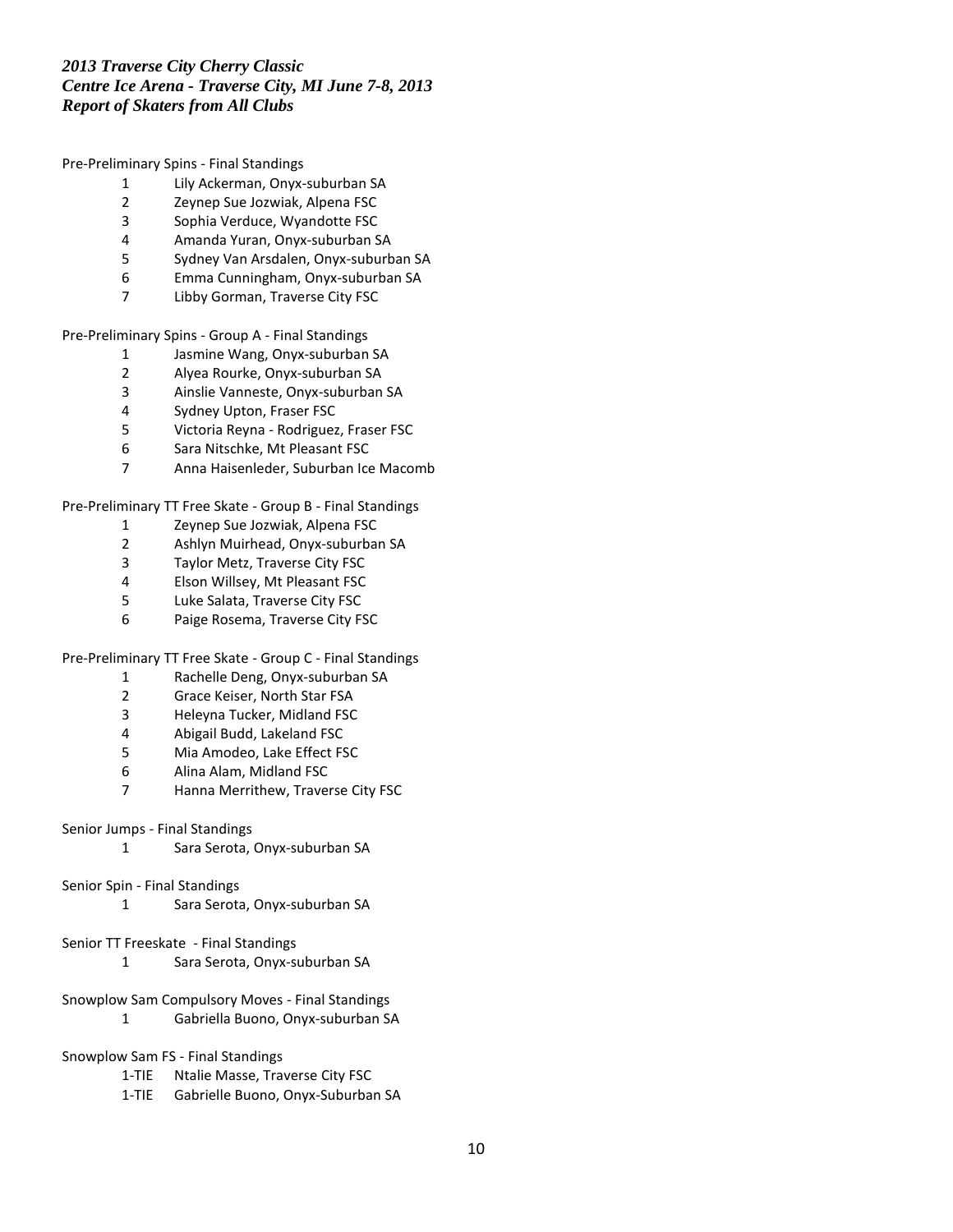*2013 Traverse City Cherry Classic*
*Centre Ice Arena - Traverse City, MI June 7-8, 2013*
*Report of Skaters from All Clubs*

Pre-Preliminary Spins - Final Standings

| | |
|---|---|
| 1 | Lily Ackerman, Onyx-suburban SA |
| 2 | Zeynep Sue Jozwiak, Alpena FSC |
| 3 | Sophia Verduce, Wyandotte FSC |
| 4 | Amanda Yuran, Onyx-suburban SA |
| 5 | Sydney Van Arsdalen, Onyx-suburban SA |
| 6 | Emma Cunningham, Onyx-suburban SA |
| 7 | Libby Gorman, Traverse City FSC |

Pre-Preliminary Spins - Group A - Final Standings

| | |
|---|---|
| 1 | Jasmine Wang, Onyx-suburban SA |
| 2 | Alyea Rourke, Onyx-suburban SA |
| 3 | Ainslie Vanneste, Onyx-suburban SA |
| 4 | Sydney Upton, Fraser FSC |
| 5 | Victoria Reyna - Rodriguez, Fraser FSC |
| 6 | Sara Nitschke, Mt Pleasant FSC |
| 7 | Anna Haisenleder, Suburban Ice Macomb |

Pre-Preliminary TT Free Skate - Group B - Final Standings

| | |
|---|---|
| 1 | Zeynep Sue Jozwiak, Alpena FSC |
| 2 | Ashlyn Muirhead, Onyx-suburban SA |
| 3 | Taylor Metz, Traverse City FSC |
| 4 | Elson Willsey, Mt Pleasant FSC |
| 5 | Luke Salata, Traverse City FSC |
| 6 | Paige Rosema, Traverse City FSC |

Pre-Preliminary TT Free Skate - Group C - Final Standings

| | |
|---|---|
| 1 | Rachelle Deng, Onyx-suburban SA |
| 2 | Grace Keiser, North Star FSA |
| 3 | Heleyna Tucker, Midland FSC |
| 4 | Abigail Budd, Lakeland FSC |
| 5 | Mia Amodeo, Lake Effect FSC |
| 6 | Alina Alam, Midland FSC |
| 7 | Hanna Merrithew, Traverse City FSC |

Senior Jumps - Final Standings

| | |
|---|---|
| 1 | Sara Serota, Onyx-suburban SA |

Senior Spin - Final Standings

| | |
|---|---|
| 1 | Sara Serota, Onyx-suburban SA |

Senior TT Freeskate - Final Standings

| | |
|---|---|
| 1 | Sara Serota, Onyx-suburban SA |

Snowplow Sam Compulsory Moves - Final Standings

| | |
|---|---|
| 1 | Gabriella Buono, Onyx-suburban SA |

Snowplow Sam FS - Final Standings

| | |
|---|---|
| 1-TIE | Ntalie Masse, Traverse City FSC |
| 1-TIE | Gabrielle Buono, Onyx-Suburban SA |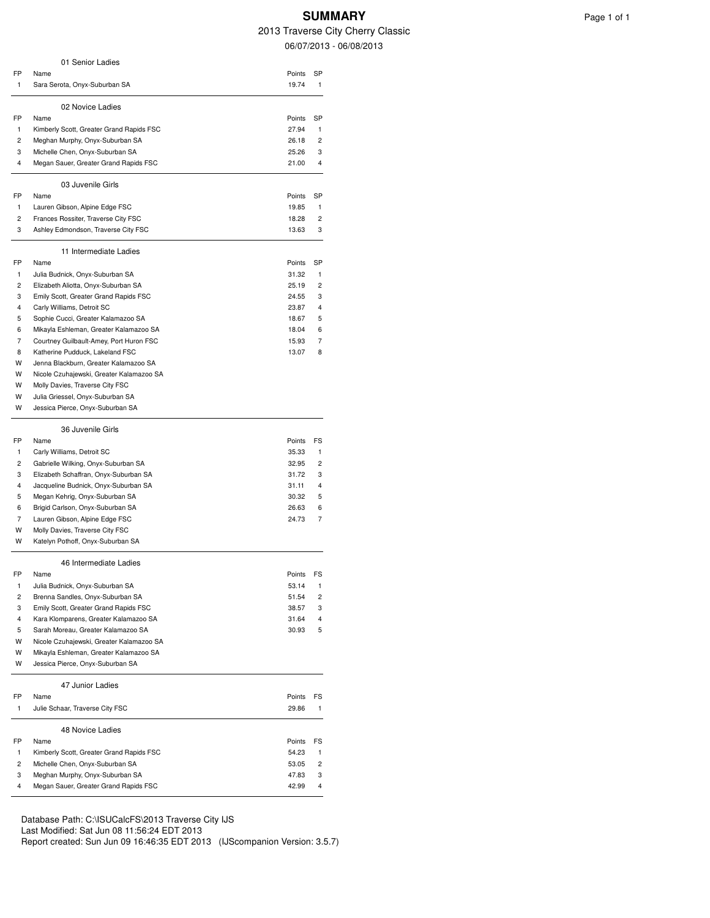# SUMMARY

2013 Traverse City Cherry Classic

06/07/2013 - 06/08/2013

### 01 Senior Ladies

| FP | Name | Points | SP |
|---|---|---|---|
| 1 | Sara Serota, Onyx-Suburban SA | 19.74 | 1 |

### 02 Novice Ladies

| FP | Name | Points | SP |
|---|---|---|---|
| 1 | Kimberly Scott, Greater Grand Rapids FSC | 27.94 | 1 |
| 2 | Meghan Murphy, Onyx-Suburban SA | 26.18 | 2 |
| 3 | Michelle Chen, Onyx-Suburban SA | 25.26 | 3 |
| 4 | Megan Sauer, Greater Grand Rapids FSC | 21.00 | 4 |

### 03 Juvenile Girls

| FP | Name | Points | SP |
|---|---|---|---|
| 1 | Lauren Gibson, Alpine Edge FSC | 19.85 | 1 |
| 2 | Frances Rossiter, Traverse City FSC | 18.28 | 2 |
| 3 | Ashley Edmondson, Traverse City FSC | 13.63 | 3 |

### 11 Intermediate Ladies

| FP | Name | Points | SP |
|---|---|---|---|
| 1 | Julia Budnick, Onyx-Suburban SA | 31.32 | 1 |
| 2 | Elizabeth Aliotta, Onyx-Suburban SA | 25.19 | 2 |
| 3 | Emily Scott, Greater Grand Rapids FSC | 24.55 | 3 |
| 4 | Carly Williams, Detroit SC | 23.87 | 4 |
| 5 | Sophie Cucci, Greater Kalamazoo SA | 18.67 | 5 |
| 6 | Mikayla Eshleman, Greater Kalamazoo SA | 18.04 | 6 |
| 7 | Courtney Guilbault-Amey, Port Huron FSC | 15.93 | 7 |
| 8 | Katherine Pudduck, Lakeland FSC | 13.07 | 8 |
| W | Jenna Blackburn, Greater Kalamazoo SA | | |
| W | Nicole Czuhajewski, Greater Kalamazoo SA | | |
| W | Molly Davies, Traverse City FSC | | |
| W | Julia Griessel, Onyx-Suburban SA | | |
| W | Jessica Pierce, Onyx-Suburban SA | | |

### 36 Juvenile Girls

| FP | Name | Points | FS |
|---|---|---|---|
| 1 | Carly Williams, Detroit SC | 35.33 | 1 |
| 2 | Gabrielle Wilking, Onyx-Suburban SA | 32.95 | 2 |
| 3 | Elizabeth Schaffran, Onyx-Suburban SA | 31.72 | 3 |
| 4 | Jacqueline Budnick, Onyx-Suburban SA | 31.11 | 4 |
| 5 | Megan Kehrig, Onyx-Suburban SA | 30.32 | 5 |
| 6 | Brigid Carlson, Onyx-Suburban SA | 26.63 | 6 |
| 7 | Lauren Gibson, Alpine Edge FSC | 24.73 | 7 |
| W | Molly Davies, Traverse City FSC | | |
| W | Katelyn Pothoff, Onyx-Suburban SA | | |

### 46 Intermediate Ladies

| FP | Name | Points | FS |
|---|---|---|---|
| 1 | Julia Budnick, Onyx-Suburban SA | 53.14 | 1 |
| 2 | Brenna Sandles, Onyx-Suburban SA | 51.54 | 2 |
| 3 | Emily Scott, Greater Grand Rapids FSC | 38.57 | 3 |
| 4 | Kara Klomparens, Greater Kalamazoo SA | 31.64 | 4 |
| 5 | Sarah Moreau, Greater Kalamazoo SA | 30.93 | 5 |
| W | Nicole Czuhajewski, Greater Kalamazoo SA | | |
| W | Mikayla Eshleman, Greater Kalamazoo SA | | |
| W | Jessica Pierce, Onyx-Suburban SA | | |

### 47 Junior Ladies

| FP | Name | Points | FS |
|---|---|---|---|
| 1 | Julie Schaar, Traverse City FSC | 29.86 | 1 |

### 48 Novice Ladies

| FP | Name | Points | FS |
|---|---|---|---|
| 1 | Kimberly Scott, Greater Grand Rapids FSC | 54.23 | 1 |
| 2 | Michelle Chen, Onyx-Suburban SA | 53.05 | 2 |
| 3 | Meghan Murphy, Onyx-Suburban SA | 47.83 | 3 |
| 4 | Megan Sauer, Greater Grand Rapids FSC | 42.99 | 4 |

Database Path: C:\ISUCalcFS\2013 Traverse City IJS
Last Modified: Sat Jun 08 11:56:24 EDT 2013
Report created: Sun Jun 09 16:46:35 EDT 2013 (IJScompanion Version: 3.5.7)